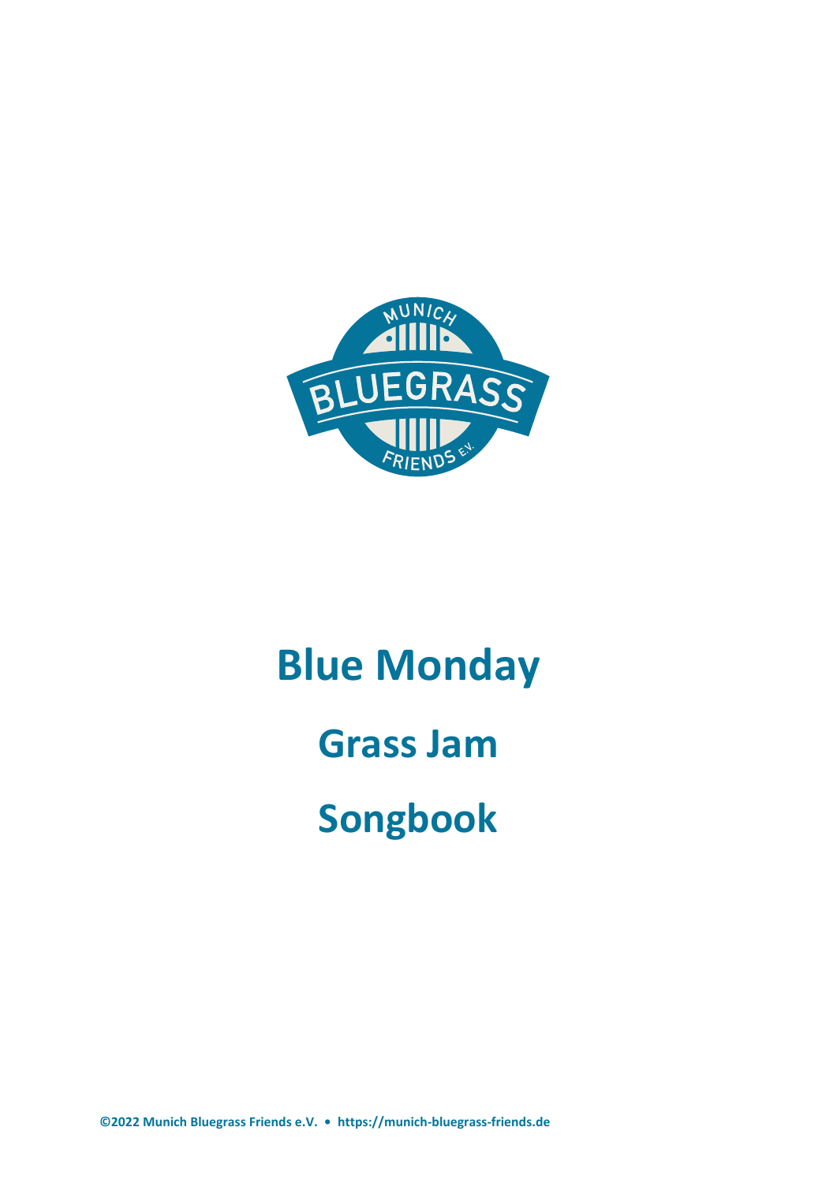# Blue Monday

# Grass Jam

# Songbook

**©2022 Munich Bluegrass Friends e.V. • https://munich-bluegrass-friends.de**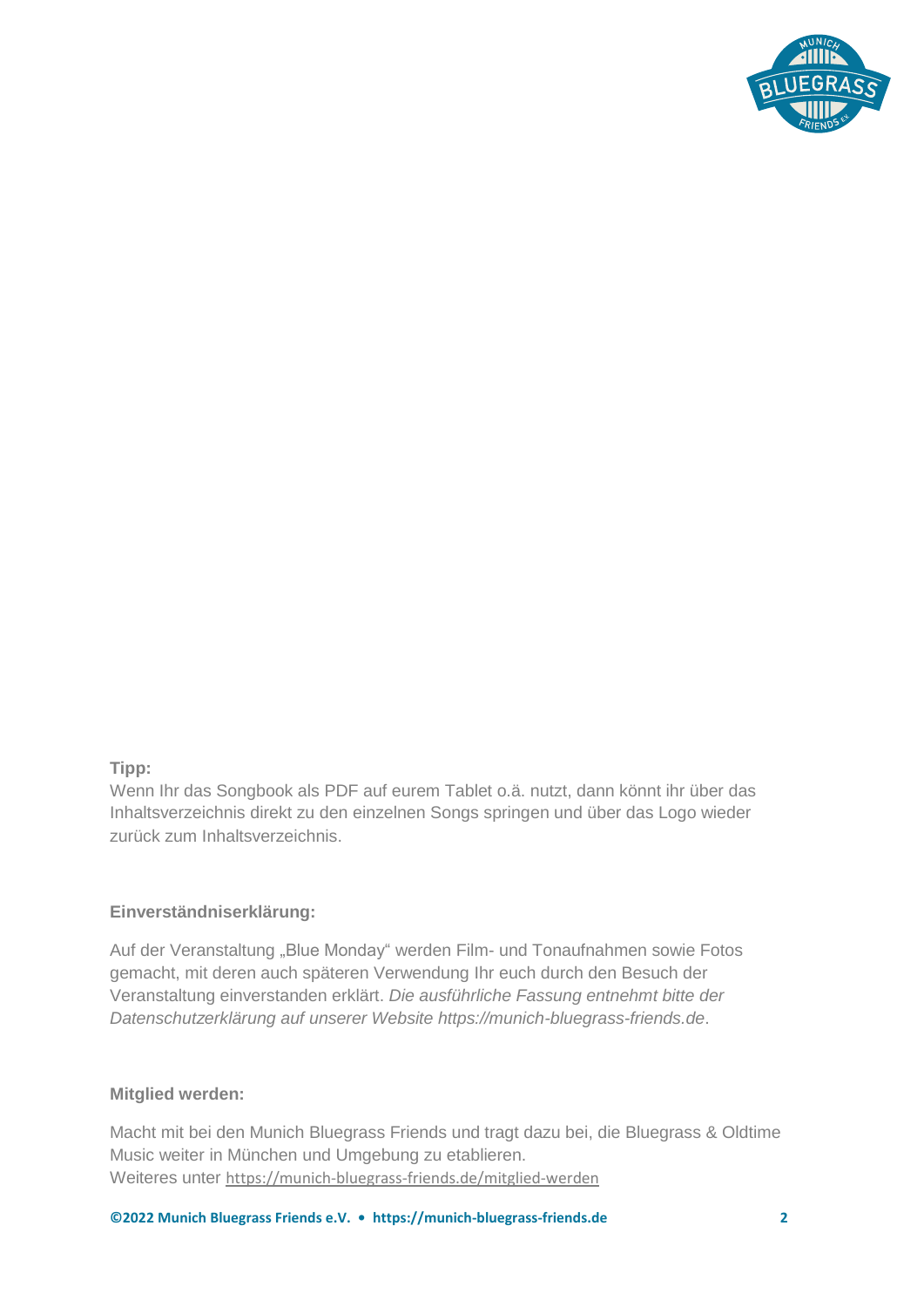**Tipp:**

Wenn Ihr das Songbook als PDF auf eurem Tablet o.ä. nutzt, dann könnt ihr über das Inhaltsverzeichnis direkt zu den einzelnen Songs springen und über das Logo wieder zurück zum Inhaltsverzeichnis.

**Einverständniserklärung:**

Auf der Veranstaltung „Blue Monday" werden Film- und Tonaufnahmen sowie Fotos gemacht, mit deren auch späteren Verwendung Ihr euch durch den Besuch der Veranstaltung einverstanden erklärt. *Die ausführliche Fassung entnehmt bitte der Datenschutzerklärung auf unserer Website https://munich-bluegrass-friends.de*.

**Mitglied werden:**

Macht mit bei den Munich Bluegrass Friends und tragt dazu bei, die Bluegrass & Oldtime Music weiter in München und Umgebung zu etablieren.
Weiteres unter https://munich-bluegrass-friends.de/mitglied-werden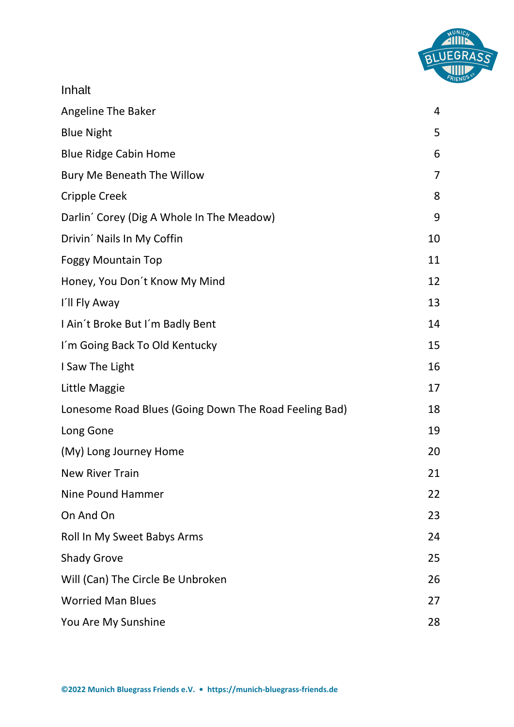# Inhalt

| | |
|---|---|
| Angeline The Baker | 4 |
| Blue Night | 5 |
| Blue Ridge Cabin Home | 6 |
| Bury Me Beneath The Willow | 7 |
| Cripple Creek | 8 |
| Darlin´ Corey (Dig A Whole In The Meadow) | 9 |
| Drivin´ Nails In My Coffin | 10 |
| Foggy Mountain Top | 11 |
| Honey, You Don´t Know My Mind | 12 |
| I´ll Fly Away | 13 |
| I Ain´t Broke But I´m Badly Bent | 14 |
| I´m Going Back To Old Kentucky | 15 |
| I Saw The Light | 16 |
| Little Maggie | 17 |
| Lonesome Road Blues (Going Down The Road Feeling Bad) | 18 |
| Long Gone | 19 |
| (My) Long Journey Home | 20 |
| New River Train | 21 |
| Nine Pound Hammer | 22 |
| On And On | 23 |
| Roll In My Sweet Babys Arms | 24 |
| Shady Grove | 25 |
| Will (Can) The Circle Be Unbroken | 26 |
| Worried Man Blues | 27 |
| You Are My Sunshine | 28 |

**©2022 Munich Bluegrass Friends e.V. • https://munich-bluegrass-friends.de**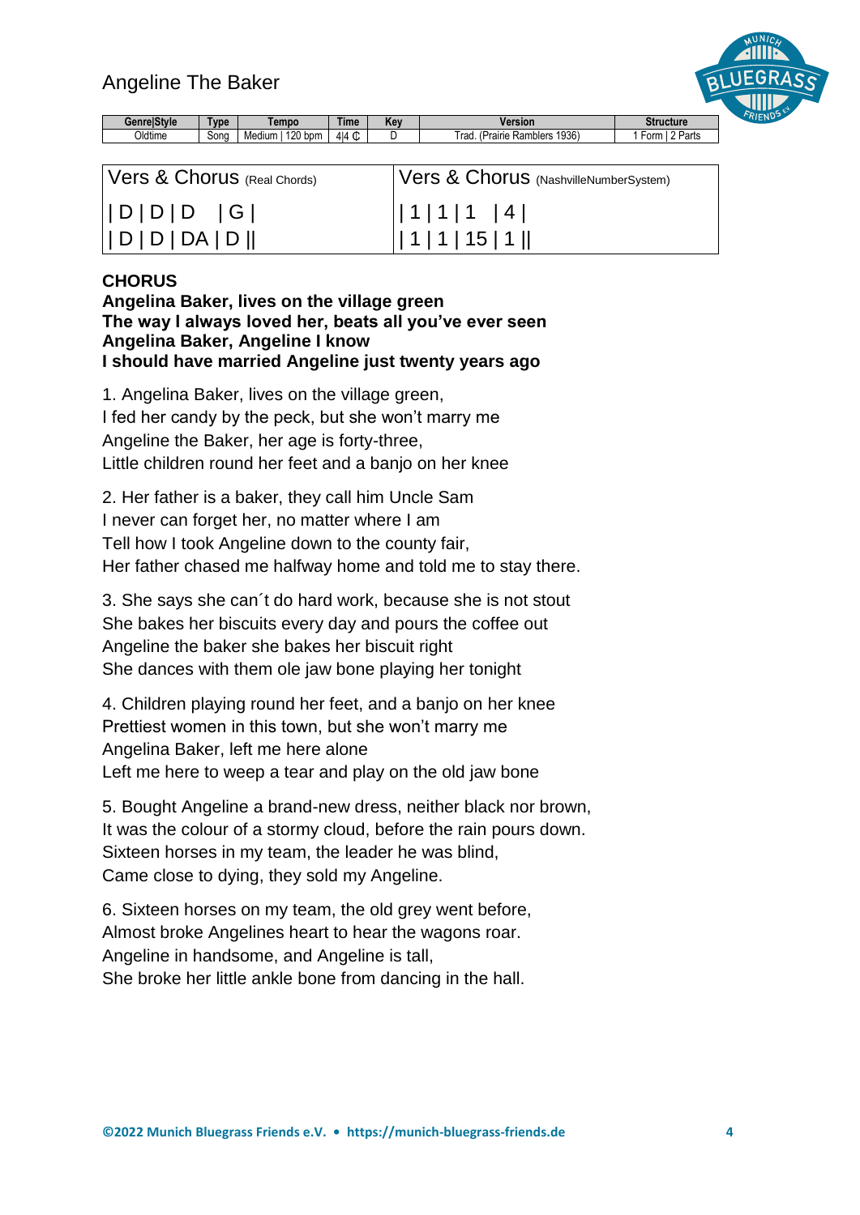# Angeline The Baker

| Genre\|Style | Type | Tempo | Time | Key | Version | Structure |
|---|---|---|---|---|---|---|
| Oldtime | Song | Medium \| 120 bpm | 4\|4 ₵ | D | Trad. (Prairie Ramblers 1936) | 1 Form \| 2 Parts |

| Vers & Chorus (Real Chords) | Vers & Chorus (NashvilleNumberSystem) |
|---|---|
| \| D \| D \| D  \| G \| | \| 1 \| 1 \| 1  \| 4 \| |
| \| D \| D \| DA \| D \|\| | \| 1 \| 1 \| 15 \| 1 \|\| |

**CHORUS**
**Angelina Baker, lives on the village green**
**The way I always loved her, beats all you've ever seen**
**Angelina Baker, Angeline I know**
**I should have married Angeline just twenty years ago**

1. Angelina Baker, lives on the village green,
I fed her candy by the peck, but she won't marry me
Angeline the Baker, her age is forty-three,
Little children round her feet and a banjo on her knee

2. Her father is a baker, they call him Uncle Sam
I never can forget her, no matter where I am
Tell how I took Angeline down to the county fair,
Her father chased me halfway home and told me to stay there.

3. She says she can´t do hard work, because she is not stout
She bakes her biscuits every day and pours the coffee out
Angeline the baker she bakes her biscuit right
She dances with them ole jaw bone playing her tonight

4. Children playing round her feet, and a banjo on her knee
Prettiest women in this town, but she won't marry me
Angelina Baker, left me here alone
Left me here to weep a tear and play on the old jaw bone

5. Bought Angeline a brand-new dress, neither black nor brown,
It was the colour of a stormy cloud, before the rain pours down.
Sixteen horses in my team, the leader he was blind,
Came close to dying, they sold my Angeline.

6. Sixteen horses on my team, the old grey went before,
Almost broke Angelines heart to hear the wagons roar.
Angeline in handsome, and Angeline is tall,
She broke her little ankle bone from dancing in the hall.

©2022 Munich Bluegrass Friends e.V. • https://munich-bluegrass-friends.de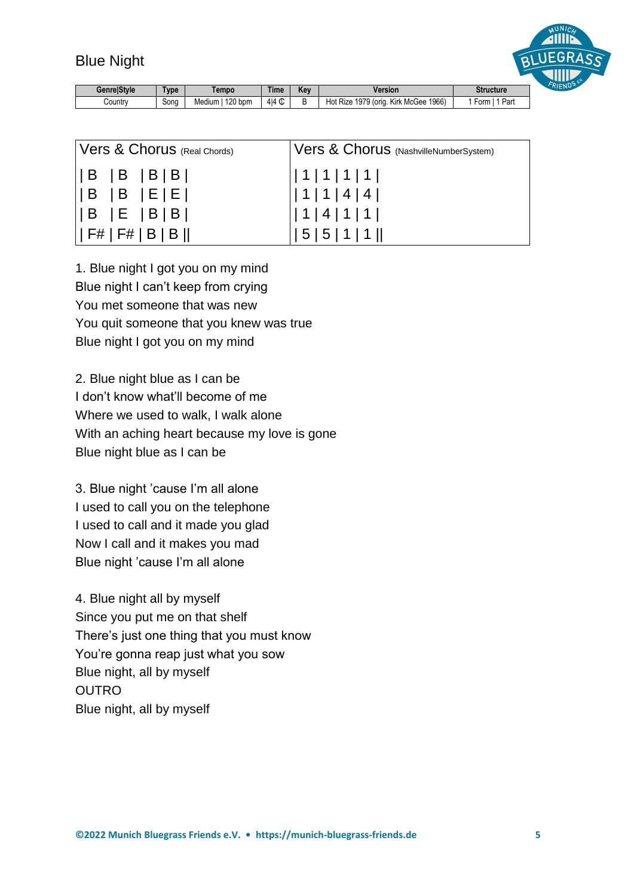# Blue Night

| Genre\|Style | Type | Tempo | Time | Key | Version | Structure |
|---|---|---|---|---|---|---|
| Country | Song | Medium \| 120 bpm | 4\|4 ₵ | B | Hot Rize 1979 (orig. Kirk McGee 1966) | 1 Form \| 1 Part |

| Vers & Chorus (Real Chords) | Vers & Chorus (NashvilleNumberSystem) |
|---|---|
| \| B \| B \| B \| B \| | \| 1 \| 1 \| 1 \| 1 \| |
| \| B \| B \| E \| E \| | \| 1 \| 1 \| 4 \| 4 \| |
| \| B \| E \| B \| B \| | \| 1 \| 4 \| 1 \| 1 \| |
| \| F# \| F# \| B \| B \|\| | \| 5 \| 5 \| 1 \| 1 \|\| |

1. Blue night I got you on my mind
Blue night I can't keep from crying
You met someone that was new
You quit someone that you knew was true
Blue night I got you on my mind

2. Blue night blue as I can be
I don't know what'll become of me
Where we used to walk, I walk alone
With an aching heart because my love is gone
Blue night blue as I can be

3. Blue night 'cause I'm all alone
I used to call you on the telephone
I used to call and it made you glad
Now I call and it makes you mad
Blue night 'cause I'm all alone

4. Blue night all by myself
Since you put me on that shelf
There's just one thing that you must know
You're gonna reap just what you sow
Blue night, all by myself
OUTRO
Blue night, all by myself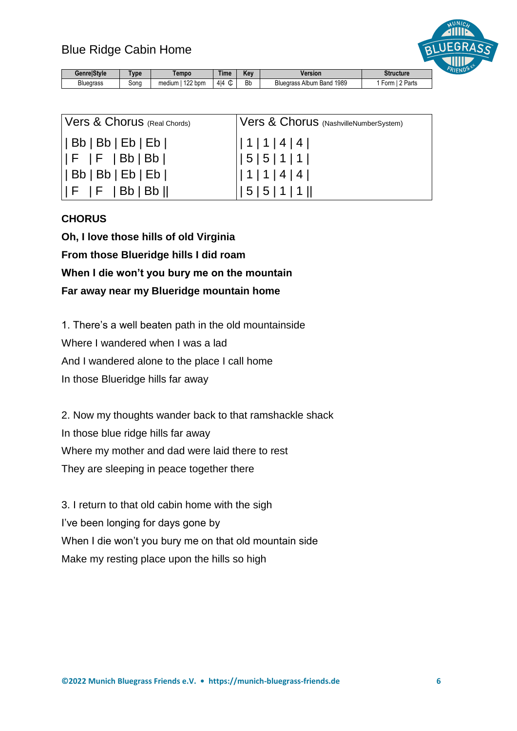# Blue Ridge Cabin Home

| Genre\|Style | Type | Tempo | Time | Key | Version | Structure |
|---|---|---|---|---|---|---|
| Bluegrass | Song | medium \| 122 bpm | 4\|4 ¢ | Bb | Bluegrass Album Band 1989 | 1 Form \| 2 Parts |

| Vers & Chorus (Real Chords) | Vers & Chorus (NashvilleNumberSystem) |
|---|---|
| \| Bb \| Bb \| Eb \| Eb \| | \| 1 \| 1 \| 4 \| 4 \| |
| \| F \| F \| Bb \| Bb \| | \| 5 \| 5 \| 1 \| 1 \| |
| \| Bb \| Bb \| Eb \| Eb \| | \| 1 \| 1 \| 4 \| 4 \| |
| \| F \| F \| Bb \| Bb \|\| | \| 5 \| 5 \| 1 \| 1 \|\| |

**CHORUS**

**Oh, I love those hills of old Virginia**
**From those Blueridge hills I did roam**
**When I die won't you bury me on the mountain**
**Far away near my Blueridge mountain home**

1. There's a well beaten path in the old mountainside
Where I wandered when I was a lad
And I wandered alone to the place I call home
In those Blueridge hills far away

2. Now my thoughts wander back to that ramshackle shack
In those blue ridge hills far away
Where my mother and dad were laid there to rest
They are sleeping in peace together there

3. I return to that old cabin home with the sigh
I've been longing for days gone by
When I die won't you bury me on that old mountain side
Make my resting place upon the hills so high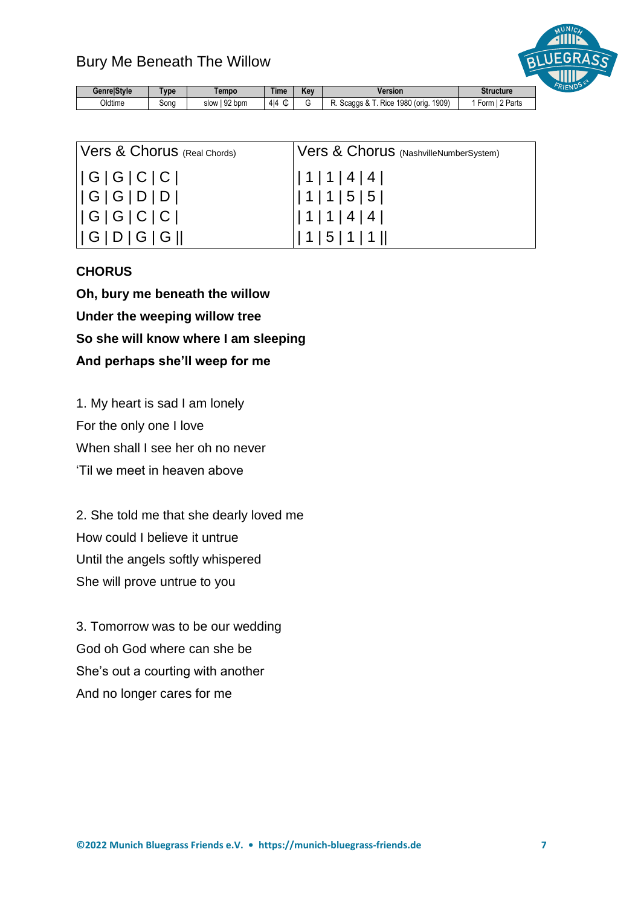# Bury Me Beneath The Willow

| Genre\|Style | Type | Tempo | Time | Key | Version | Structure |
|---|---|---|---|---|---|---|
| Oldtime | Song | slow \| 92 bpm | 4\|4 ₵ | G | R. Scaggs & T. Rice 1980 (orig. 1909) | 1 Form \| 2 Parts |

| Vers & Chorus (Real Chords) | Vers & Chorus (NashvilleNumberSystem) |
|---|---|
| \| G \| G \| C \| C \| | \| 1 \| 1 \| 4 \| 4 \| |
| \| G \| G \| D \| D \| | \| 1 \| 1 \| 5 \| 5 \| |
| \| G \| G \| C \| C \| | \| 1 \| 1 \| 4 \| 4 \| |
| \| G \| D \| G \| G \|\| | \| 1 \| 5 \| 1 \| 1 \|\| |

**CHORUS**

**Oh, bury me beneath the willow**
**Under the weeping willow tree**
**So she will know where I am sleeping**
**And perhaps she'll weep for me**

1. My heart is sad I am lonely
For the only one I love
When shall I see her oh no never
'Til we meet in heaven above

2. She told me that she dearly loved me
How could I believe it untrue
Until the angels softly whispered
She will prove untrue to you

3. Tomorrow was to be our wedding
God oh God where can she be
She's out a courting with another
And no longer cares for me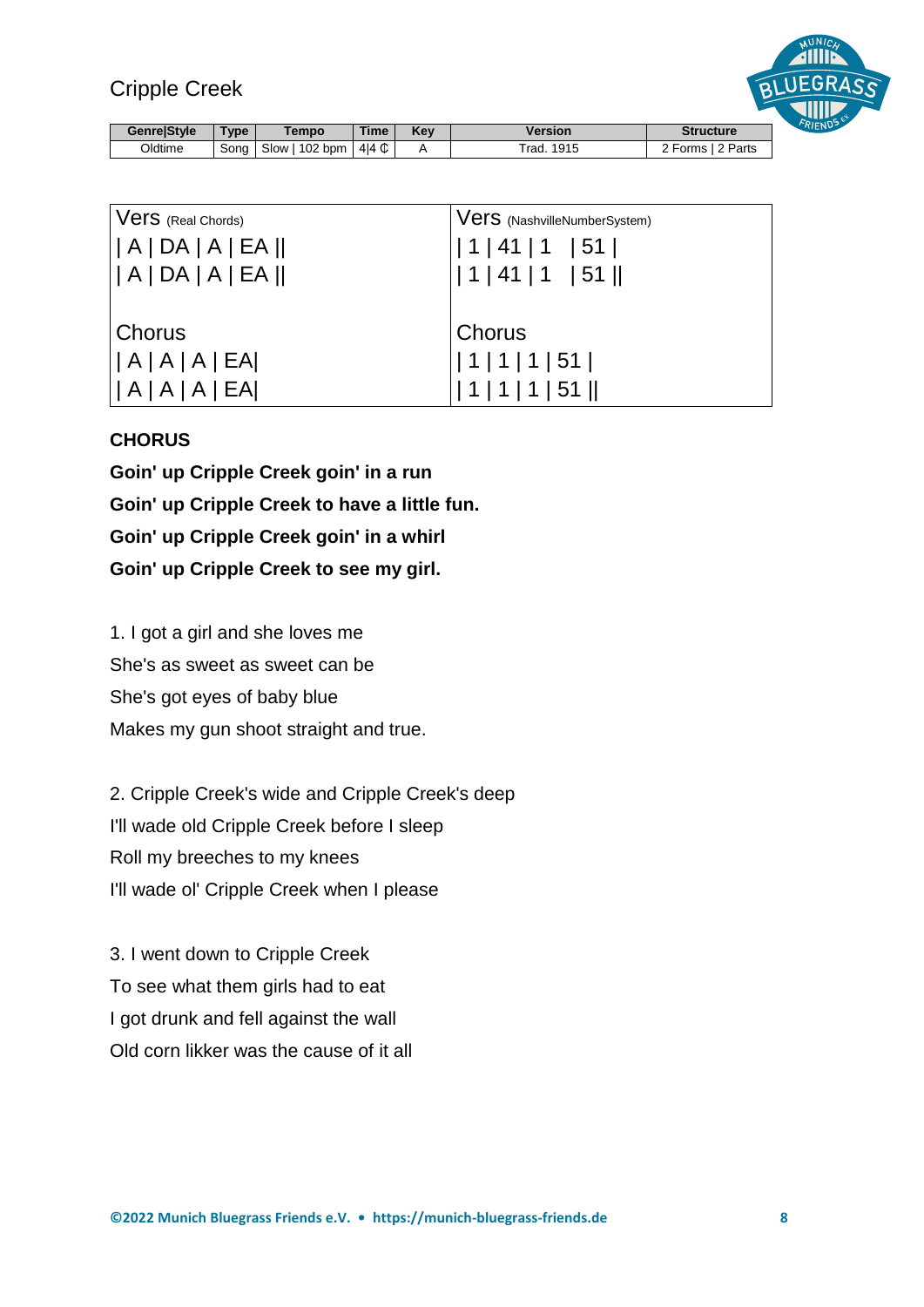# Cripple Creek

| Genre\|Style | Type | Tempo | Time | Key | Version | Structure |
|---|---|---|---|---|---|---|
| Oldtime | Song | Slow \| 102 bpm | 4\|4 ₵ | A | Trad. 1915 | 2 Forms \| 2 Parts |

| Vers (Real Chords) | Vers (NashvilleNumberSystem) |
|---|---|
| \| A \| DA \| A \| EA \|\| | \| 1 \| 41 \| 1 \| 51 \| |
| \| A \| DA \| A \| EA \|\| | \| 1 \| 41 \| 1 \| 51 \|\| |
| Chorus | Chorus |
| \| A \| A \| A \| EA\| | \| 1 \| 1 \| 1 \| 51 \| |
| \| A \| A \| A \| EA\| | \| 1 \| 1 \| 1 \| 51 \|\| |

**CHORUS**

**Goin' up Cripple Creek goin' in a run**
**Goin' up Cripple Creek to have a little fun.**
**Goin' up Cripple Creek goin' in a whirl**
**Goin' up Cripple Creek to see my girl.**

1. I got a girl and she loves me
She's as sweet as sweet can be
She's got eyes of baby blue
Makes my gun shoot straight and true.

2. Cripple Creek's wide and Cripple Creek's deep
I'll wade old Cripple Creek before I sleep
Roll my breeches to my knees
I'll wade ol' Cripple Creek when I please

3. I went down to Cripple Creek
To see what them girls had to eat
I got drunk and fell against the wall
Old corn likker was the cause of it all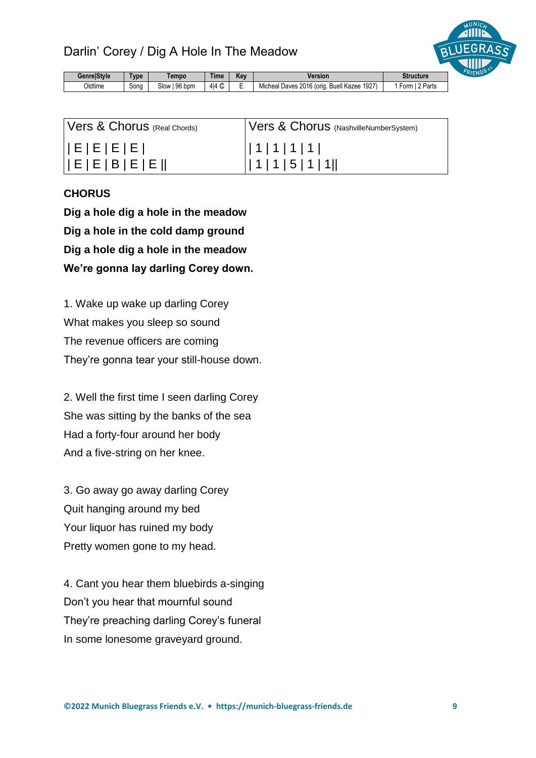# Darlin' Corey / Dig A Hole In The Meadow

| Genre/Style | Type | Tempo | Time | Key | Version | Structure |
|---|---|---|---|---|---|---|
| Oldtime | Song | Slow / 96 bpm | 4/4 ₵ | E | Micheal Daves 2016 (orig. Buell Kazee 1927) | 1 Form / 2 Parts |

| Vers & Chorus (Real Chords) | Vers & Chorus (NashvilleNumberSystem) |
|---|---|
| \| E \| E \| E \| E \|<br>\| E \| E \| B \| E \| E \|\| | \| 1 \| 1 \| 1 \| 1 \|<br>\| 1 \| 1 \| 5 \| 1 \| 1\|\| |

**CHORUS**

**Dig a hole dig a hole in the meadow**
**Dig a hole in the cold damp ground**
**Dig a hole dig a hole in the meadow**
**We're gonna lay darling Corey down.**

1. Wake up wake up darling Corey
What makes you sleep so sound
The revenue officers are coming
They're gonna tear your still-house down.

2. Well the first time I seen darling Corey
She was sitting by the banks of the sea
Had a forty-four around her body
And a five-string on her knee.

3. Go away go away darling Corey
Quit hanging around my bed
Your liquor has ruined my body
Pretty women gone to my head.

4. Cant you hear them bluebirds a-singing
Don't you hear that mournful sound
They're preaching darling Corey's funeral
In some lonesome graveyard ground.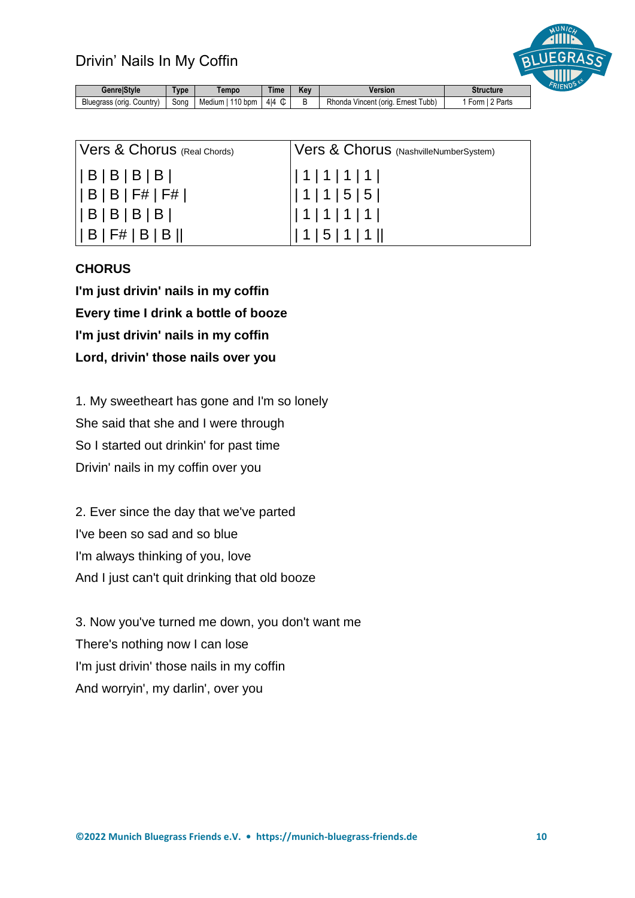# Drivin' Nails In My Coffin

| Genre/Style | Type | Tempo | Time | Key | Version | Structure |
|---|---|---|---|---|---|---|
| Bluegrass (orig. Country) | Song | Medium \| 110 bpm | 4\|4 ₵ | B | Rhonda Vincent (orig. Ernest Tubb) | 1 Form \| 2 Parts |

| Vers & Chorus (Real Chords) | Vers & Chorus (NashvilleNumberSystem) |
|---|---|
| \| B \| B \| B \| B \| | \| 1 \| 1 \| 1 \| 1 \| |
| \| B \| B \| F# \| F# \| | \| 1 \| 1 \| 5 \| 5 \| |
| \| B \| B \| B \| B \| | \| 1 \| 1 \| 1 \| 1 \| |
| \| B \| F# \| B \| B \|\| | \| 1 \| 5 \| 1 \| 1 \|\| |

**CHORUS**

**I'm just drivin' nails in my coffin**
**Every time I drink a bottle of booze**
**I'm just drivin' nails in my coffin**
**Lord, drivin' those nails over you**

1. My sweetheart has gone and I'm so lonely
She said that she and I were through
So I started out drinkin' for past time
Drivin' nails in my coffin over you

2. Ever since the day that we've parted
I've been so sad and so blue
I'm always thinking of you, love
And I just can't quit drinking that old booze

3. Now you've turned me down, you don't want me
There's nothing now I can lose
I'm just drivin' those nails in my coffin
And worryin', my darlin', over you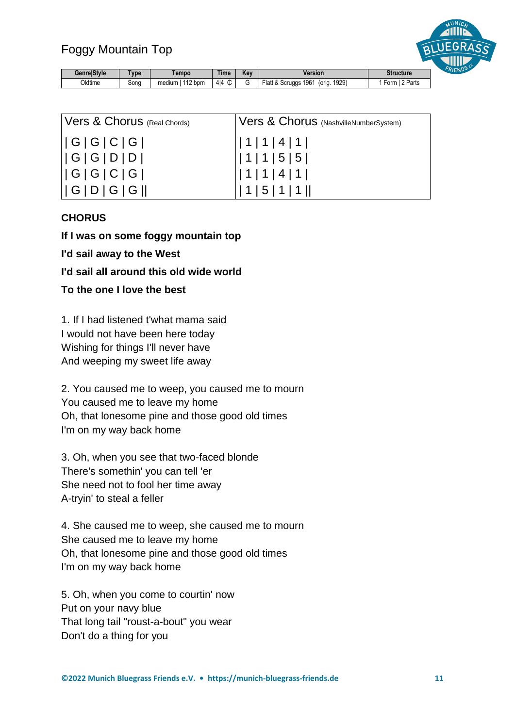# Foggy Mountain Top

| Genre\|Style | Type | Tempo | Time | Key | Version | Structure |
|---|---|---|---|---|---|---|
| Oldtime | Song | medium \| 112 bpm | 4\|4 ¢ | G | Flatt & Scruggs 1961 (orig. 1929) | 1 Form \| 2 Parts |

| Vers & Chorus (Real Chords) | Vers & Chorus (NashvilleNumberSystem) |
|---|---|
| \| G \| G \| C \| G \| | \| 1 \| 1 \| 4 \| 1 \| |
| \| G \| G \| D \| D \| | \| 1 \| 1 \| 5 \| 5 \| |
| \| G \| G \| C \| G \| | \| 1 \| 1 \| 4 \| 1 \| |
| \| G \| D \| G \| G \|\| | \| 1 \| 5 \| 1 \| 1 \|\| |

**CHORUS**

**If I was on some foggy mountain top**

**I'd sail away to the West**

**I'd sail all around this old wide world**

**To the one I love the best**

1. If I had listened t'what mama said
I would not have been here today
Wishing for things I'll never have
And weeping my sweet life away

2. You caused me to weep, you caused me to mourn
You caused me to leave my home
Oh, that lonesome pine and those good old times
I'm on my way back home

3. Oh, when you see that two-faced blonde
There's somethin' you can tell 'er
She need not to fool her time away
A-tryin' to steal a feller

4. She caused me to weep, she caused me to mourn
She caused me to leave my home
Oh, that lonesome pine and those good old times
I'm on my way back home

5. Oh, when you come to courtin' now
Put on your navy blue
That long tail "roust-a-bout" you wear
Don't do a thing for you

**©2022 Munich Bluegrass Friends e.V. • https://munich-bluegrass-friends.de**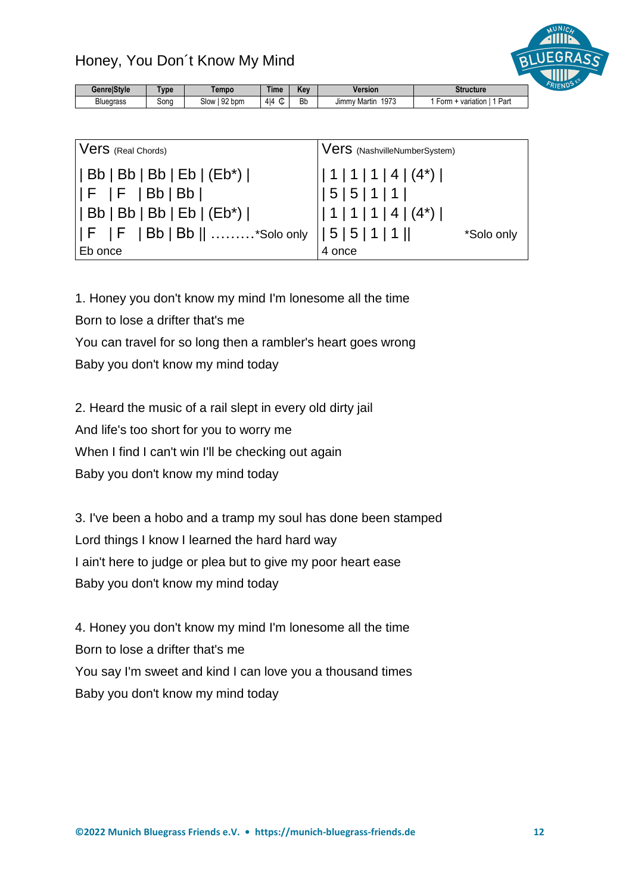# Honey, You Don´t Know My Mind

| Genre\|Style | Type | Tempo | Time | Key | Version | Structure |
|---|---|---|---|---|---|---|
| Bluegrass | Song | Slow \| 92 bpm | 4\|4 ₵ | Bb | Jimmy Martin 1973 | 1 Form + variation \| 1 Part |

| Vers (Real Chords) | Vers (NashvilleNumberSystem) |
|---|---|
| \| Bb \| Bb \| Bb \| Eb \| (Eb*) \| | \| 1 \| 1 \| 1 \| 4 \| (4*) \| |
| \| F \| F \| Bb \| Bb \| | \| 5 \| 5 \| 1 \| 1 \| |
| \| Bb \| Bb \| Bb \| Eb \| (Eb*) \| | \| 1 \| 1 \| 1 \| 4 \| (4*) \| |
| \| F \| F \| Bb \| Bb \|\| ………*Solo only Eb once | \| 5 \| 5 \| 1 \| 1 \|\| *Solo only 4 once |

1. Honey you don't know my mind I'm lonesome all the time
Born to lose a drifter that's me
You can travel for so long then a rambler's heart goes wrong
Baby you don't know my mind today

2. Heard the music of a rail slept in every old dirty jail
And life's too short for you to worry me
When I find I can't win I'll be checking out again
Baby you don't know my mind today

3. I've been a hobo and a tramp my soul has done been stamped
Lord things I know I learned the hard hard way
I ain't here to judge or plea but to give my poor heart ease
Baby you don't know my mind today

4. Honey you don't know my mind I'm lonesome all the time
Born to lose a drifter that's me
You say I'm sweet and kind I can love you a thousand times
Baby you don't know my mind today

**©2022 Munich Bluegrass Friends e.V. • https://munich-bluegrass-friends.de**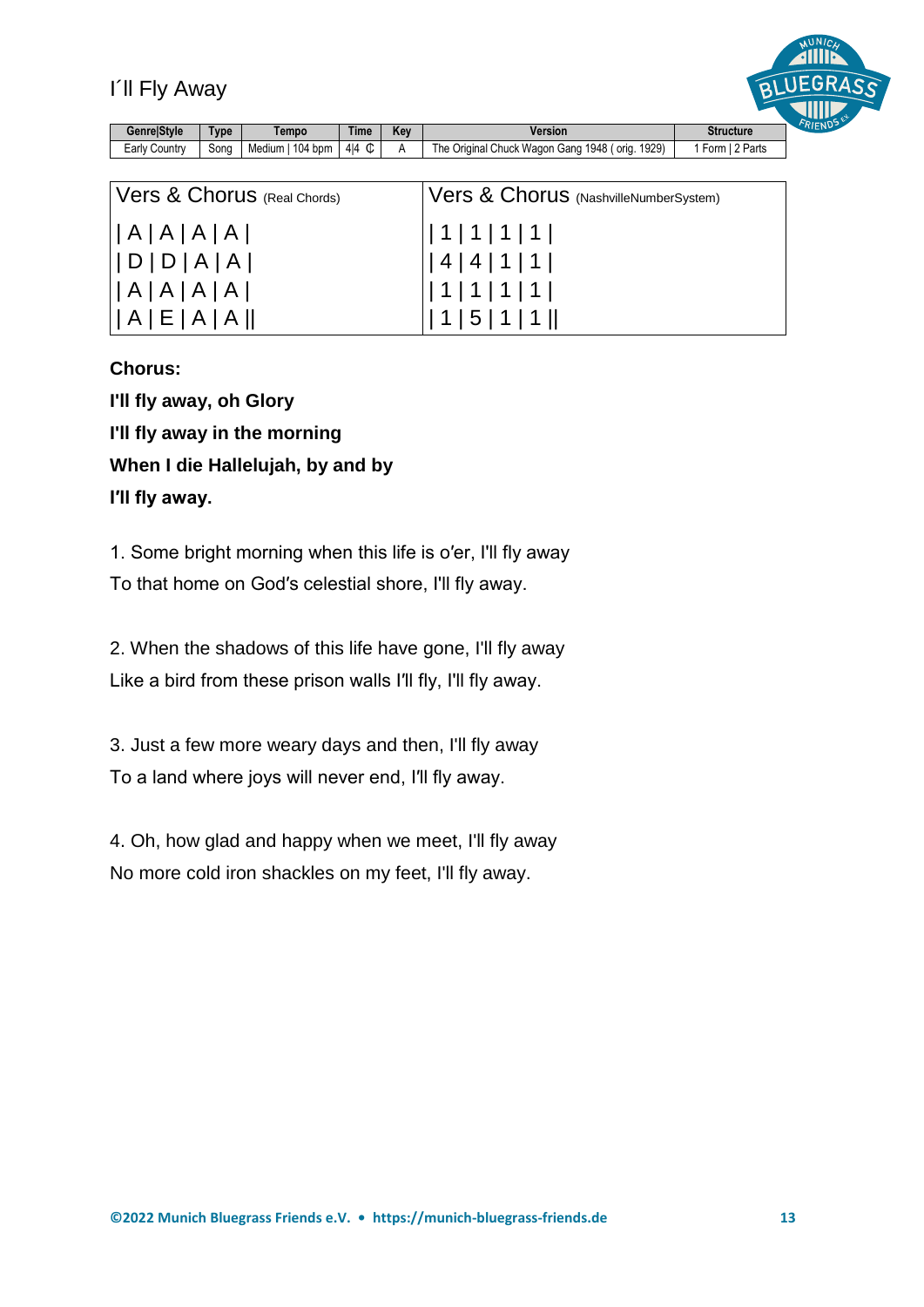# I´ll Fly Away

| Genre\|Style | Type | Tempo | Time | Key | Version | Structure |
|---|---|---|---|---|---|---|
| Early Country | Song | Medium \| 104 bpm | 4\|4 ₵ | A | The Original Chuck Wagon Gang 1948 ( orig. 1929) | 1 Form \| 2 Parts |

| Vers & Chorus (Real Chords) | Vers & Chorus (NashvilleNumberSystem) |
|---|---|
| \| A \| A \| A \| A \| | \| 1 \| 1 \| 1 \| 1 \| |
| \| D \| D \| A \| A \| | \| 4 \| 4 \| 1 \| 1 \| |
| \| A \| A \| A \| A \| | \| 1 \| 1 \| 1 \| 1 \| |
| \| A \| E \| A \| A \|\| | \| 1 \| 5 \| 1 \| 1 \|\| |

**Chorus:**

**I'll fly away, oh Glory**

**I'll fly away in the morning**

**When I die Hallelujah, by and by**

**I′ll fly away.**

1. Some bright morning when this life is o′er, I'll fly away
To that home on God′s celestial shore, I'll fly away.

2. When the shadows of this life have gone, I'll fly away
Like a bird from these prison walls I′ll fly, I'll fly away.

3. Just a few more weary days and then, I'll fly away
To a land where joys will never end, I′ll fly away.

4. Oh, how glad and happy when we meet, I'll fly away
No more cold iron shackles on my feet, I'll fly away.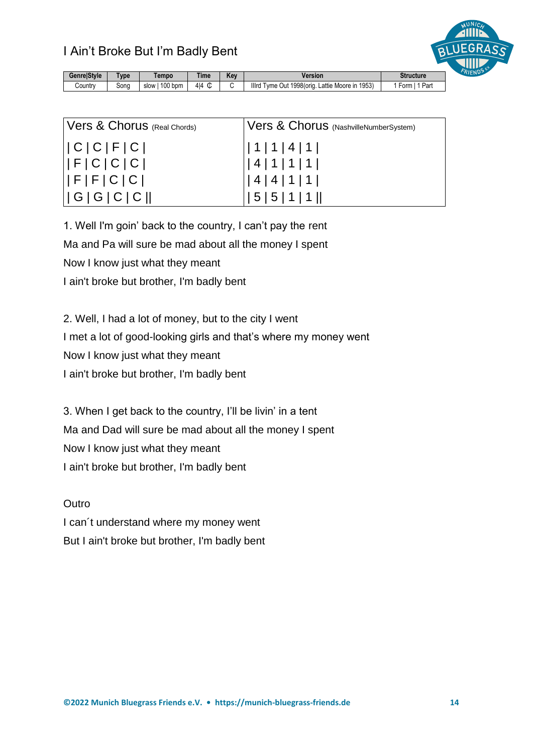# I Ain’t Broke But I’m Badly Bent

| Genre\|Style | Type | Tempo | Time | Key | Version | Structure |
|---|---|---|---|---|---|---|
| Country | Song | slow \| 100 bpm | 4\|4 ₵ | C | IIIrd Tyme Out 1998(orig. Lattie Moore in 1953) | 1 Form \| 1 Part |

| Vers & Chorus (Real Chords) | Vers & Chorus (NashvilleNumberSystem) |
|---|---|
| \| C \| C \| F \| C \| | \| 1 \| 1 \| 4 \| 1 \| |
| \| F \| C \| C \| C \| | \| 4 \| 1 \| 1 \| 1 \| |
| \| F \| F \| C \| C \| | \| 4 \| 4 \| 1 \| 1 \| |
| \| G \| G \| C \| C \|\| | \| 5 \| 5 \| 1 \| 1 \|\| |

1. Well I'm goin’ back to the country, I can’t pay the rent
Ma and Pa will sure be mad about all the money I spent
Now I know just what they meant
I ain't broke but brother, I'm badly bent

2. Well, I had a lot of money, but to the city I went
I met a lot of good-looking girls and that’s where my money went
Now I know just what they meant
I ain't broke but brother, I'm badly bent

3. When I get back to the country, I’ll be livin’ in a tent
Ma and Dad will sure be mad about all the money I spent
Now I know just what they meant
I ain't broke but brother, I'm badly bent

Outro
I can´t understand where my money went
But I ain't broke but brother, I'm badly bent

**©2022 Munich Bluegrass Friends e.V. • https://munich-bluegrass-friends.de**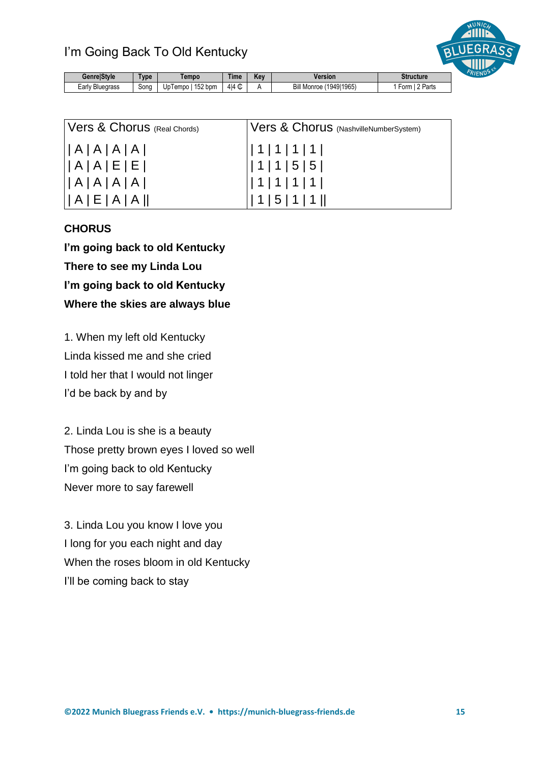# I'm Going Back To Old Kentucky

| Genre\|Style | Type | Tempo | Time | Key | Version | Structure |
|---|---|---|---|---|---|---|
| Early Bluegrass | Song | UpTempo \| 152 bpm | 4\|4 ₵ | A | Bill Monroe (1949\|1965) | 1 Form \| 2 Parts |

| Vers & Chorus (Real Chords) | Vers & Chorus (NashvilleNumberSystem) |
|---|---|
| \| A \| A \| A \| A \| | \| 1 \| 1 \| 1 \| 1 \| |
| \| A \| A \| E \| E \| | \| 1 \| 1 \| 5 \| 5 \| |
| \| A \| A \| A \| A \| | \| 1 \| 1 \| 1 \| 1 \| |
| \| A \| E \| A \| A \|\| | \| 1 \| 5 \| 1 \| 1 \|\| |

**CHORUS**

**I'm going back to old Kentucky**

**There to see my Linda Lou**

**I'm going back to old Kentucky**

**Where the skies are always blue**

1. When my left old Kentucky
Linda kissed me and she cried
I told her that I would not linger
I'd be back by and by

2. Linda Lou is she is a beauty
Those pretty brown eyes I loved so well
I'm going back to old Kentucky
Never more to say farewell

3. Linda Lou you know I love you
I long for you each night and day
When the roses bloom in old Kentucky
I'll be coming back to stay

**©2022 Munich Bluegrass Friends e.V. • https://munich-bluegrass-friends.de**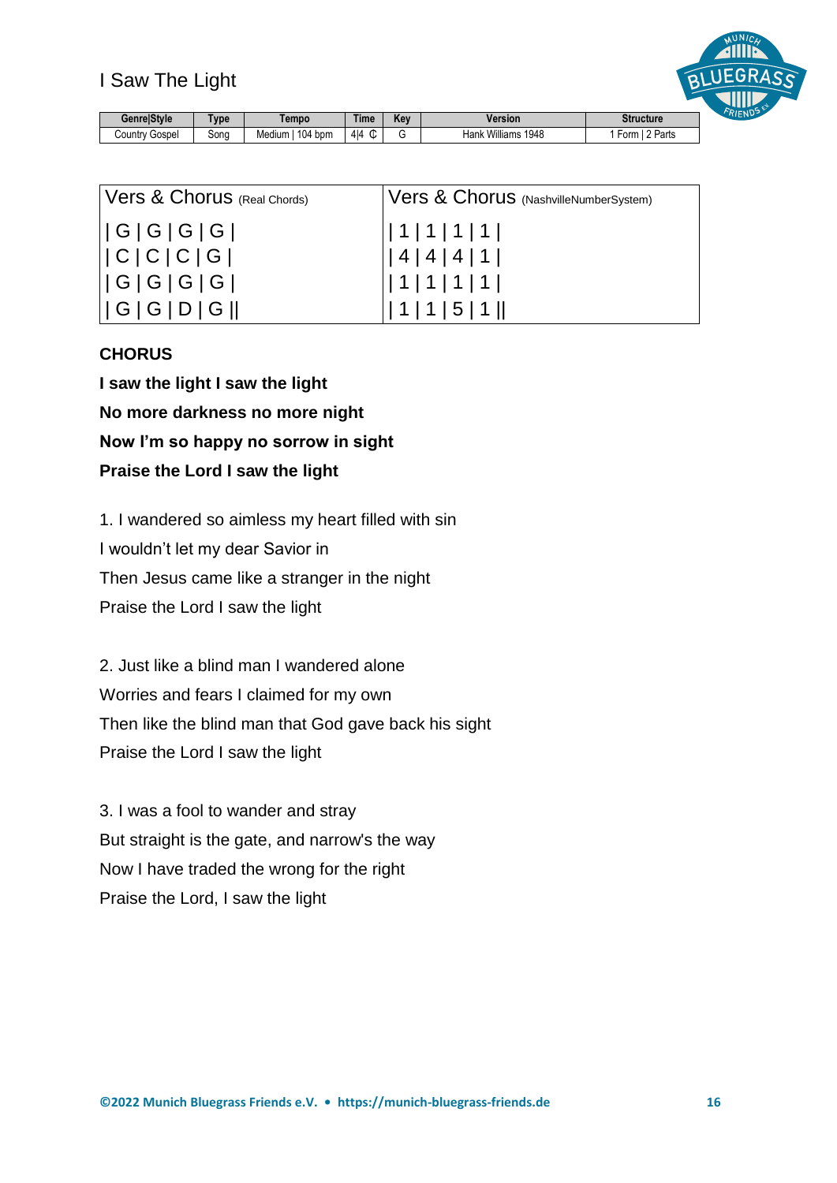# I Saw The Light

| Genre/Style | Type | Tempo | Time | Key | Version | Structure |
|---|---|---|---|---|---|---|
| Country Gospel | Song | Medium \| 104 bpm | 4\|4 ₵ | G | Hank Williams 1948 | 1 Form \| 2 Parts |

| Vers & Chorus (Real Chords) | Vers & Chorus (NashvilleNumberSystem) |
|---|---|
| \| G \| G \| G \| G \| | \| 1 \| 1 \| 1 \| 1 \| |
| \| C \| C \| C \| G \| | \| 4 \| 4 \| 4 \| 1 \| |
| \| G \| G \| G \| G \| | \| 1 \| 1 \| 1 \| 1 \| |
| \| G \| G \| D \| G \|\| | \| 1 \| 1 \| 5 \| 1 \|\| |

**CHORUS**

**I saw the light I saw the light**
**No more darkness no more night**
**Now I'm so happy no sorrow in sight**
**Praise the Lord I saw the light**

1. I wandered so aimless my heart filled with sin
I wouldn't let my dear Savior in
Then Jesus came like a stranger in the night
Praise the Lord I saw the light

2. Just like a blind man I wandered alone
Worries and fears I claimed for my own
Then like the blind man that God gave back his sight
Praise the Lord I saw the light

3. I was a fool to wander and stray
But straight is the gate, and narrow's the way
Now I have traded the wrong for the right
Praise the Lord, I saw the light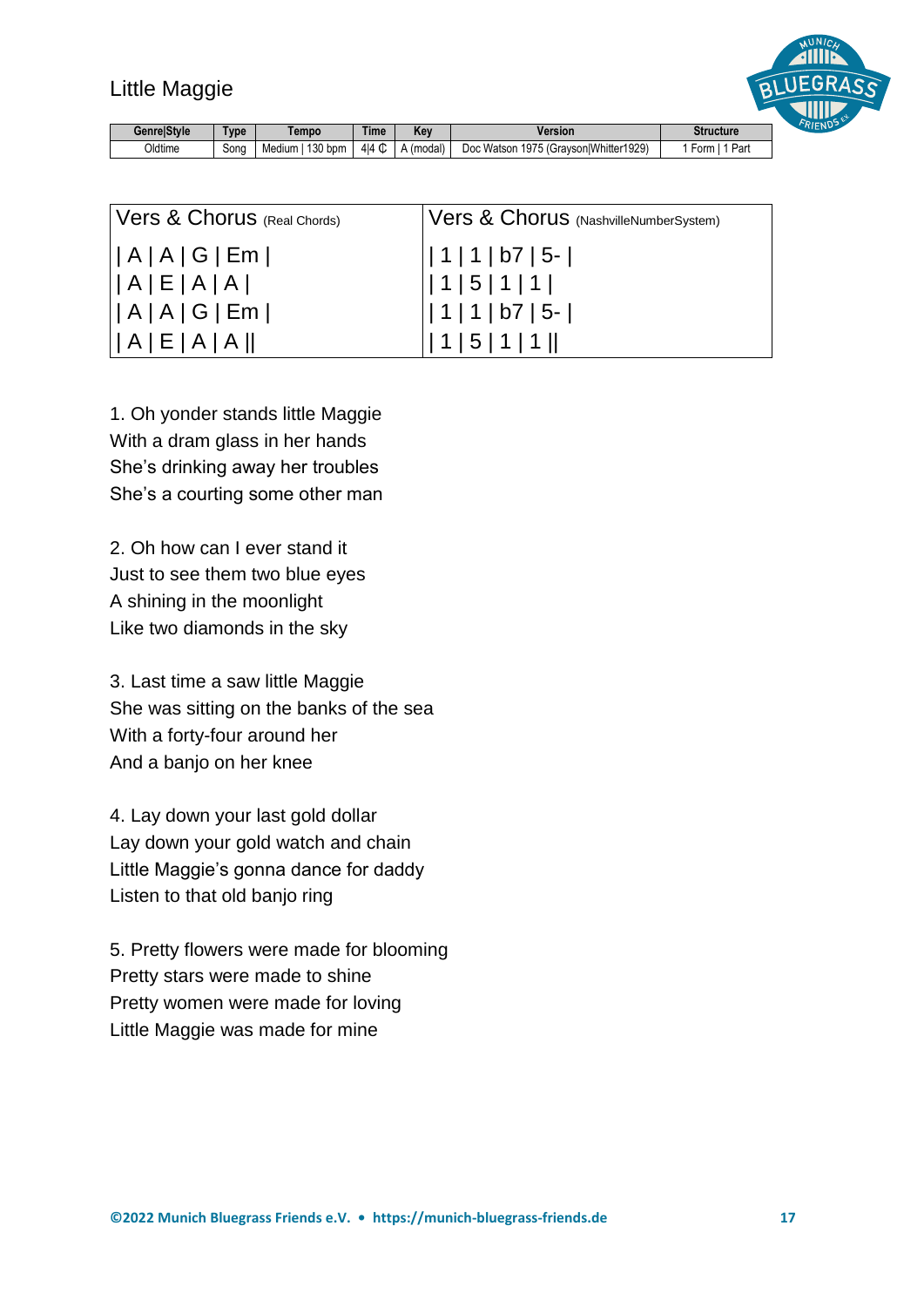# Little Maggie

| Genre\|Style | Type | Tempo | Time | Key | Version | Structure |
|---|---|---|---|---|---|---|
| Oldtime | Song | Medium \| 130 bpm | 4\|4 ₵ | A (modal) | Doc Watson 1975 (Grayson\|Whitter1929) | 1 Form \| 1 Part |

| Vers & Chorus (Real Chords) | Vers & Chorus (NashvilleNumberSystem) |
|---|---|
| \| A \| A \| G \| Em \| | \| 1 \| 1 \| b7 \| 5- \| |
| \| A \| E \| A \| A \| | \| 1 \| 5 \| 1 \| 1 \| |
| \| A \| A \| G \| Em \| | \| 1 \| 1 \| b7 \| 5- \| |
| \| A \| E \| A \| A \|\| | \| 1 \| 5 \| 1 \| 1 \|\| |

1. Oh yonder stands little Maggie
With a dram glass in her hands
She's drinking away her troubles
She's a courting some other man

2. Oh how can I ever stand it
Just to see them two blue eyes
A shining in the moonlight
Like two diamonds in the sky

3. Last time a saw little Maggie
She was sitting on the banks of the sea
With a forty-four around her
And a banjo on her knee

4. Lay down your last gold dollar
Lay down your gold watch and chain
Little Maggie's gonna dance for daddy
Listen to that old banjo ring

5. Pretty flowers were made for blooming
Pretty stars were made to shine
Pretty women were made for loving
Little Maggie was made for mine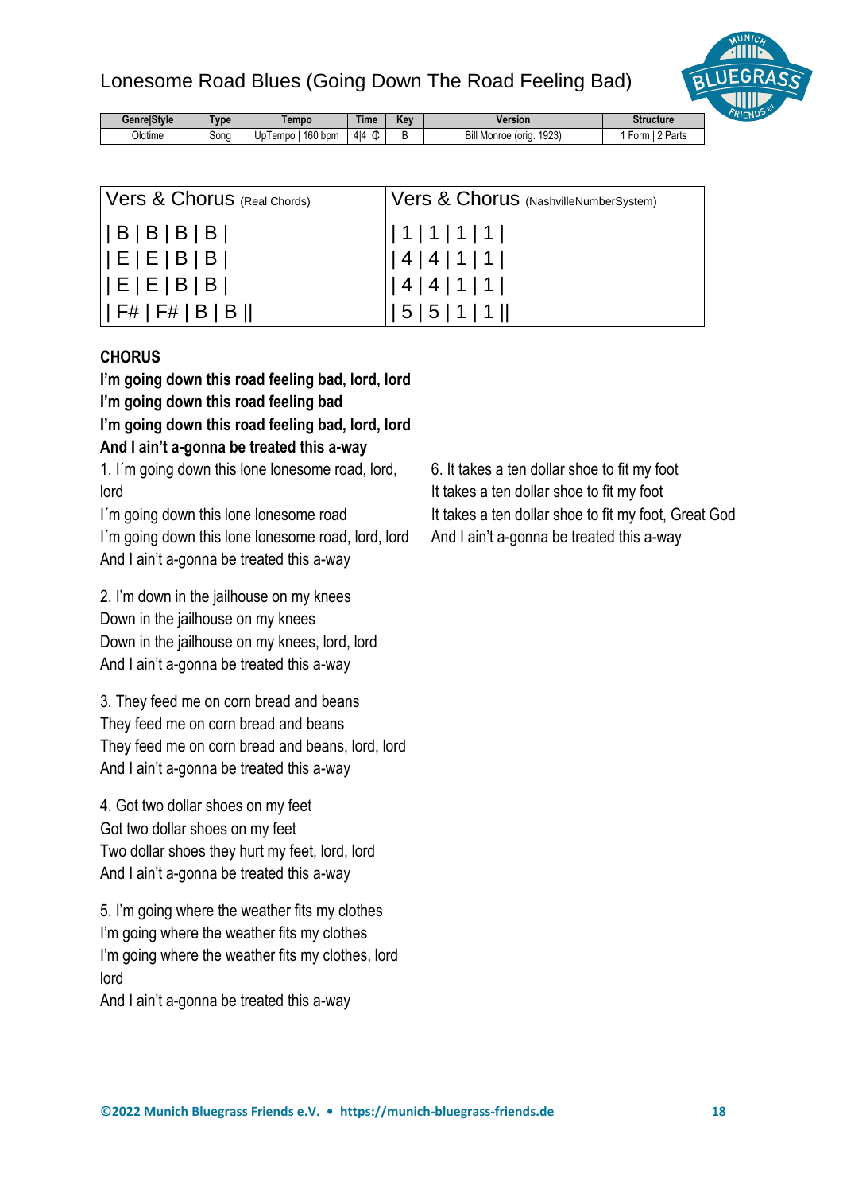# Lonesome Road Blues (Going Down The Road Feeling Bad)

| Genre\|Style | Type | Tempo | Time | Key | Version | Structure |
|---|---|---|---|---|---|---|
| Oldtime | Song | UpTempo \| 160 bpm | 4\|4 ₵ | B | Bill Monroe (orig. 1923) | 1 Form \| 2 Parts |

| Vers & Chorus (Real Chords) | Vers & Chorus (NashvilleNumberSystem) |
|---|---|
| \| B \| B \| B \| B \| | \| 1 \| 1 \| 1 \| 1 \| |
| \| E \| E \| B \| B \| | \| 4 \| 4 \| 1 \| 1 \| |
| \| E \| E \| B \| B \| | \| 4 \| 4 \| 1 \| 1 \| |
| \| F# \| F# \| B \| B \|\| | \| 5 \| 5 \| 1 \| 1 \|\| |

**CHORUS**

**I'm going down this road feeling bad, lord, lord**
**I'm going down this road feeling bad**
**I'm going down this road feeling bad, lord, lord**
**And I ain't a-gonna be treated this a-way**

1. I´m going down this lone lonesome road, lord, lord
I´m going down this lone lonesome road
I´m going down this lone lonesome road, lord, lord
And I ain't a-gonna be treated this a-way

2. I'm down in the jailhouse on my knees
Down in the jailhouse on my knees
Down in the jailhouse on my knees, lord, lord
And I ain't a-gonna be treated this a-way

3. They feed me on corn bread and beans
They feed me on corn bread and beans
They feed me on corn bread and beans, lord, lord
And I ain't a-gonna be treated this a-way

4. Got two dollar shoes on my feet
Got two dollar shoes on my feet
Two dollar shoes they hurt my feet, lord, lord
And I ain't a-gonna be treated this a-way

5. I'm going where the weather fits my clothes
I'm going where the weather fits my clothes
I'm going where the weather fits my clothes, lord lord
And I ain't a-gonna be treated this a-way

6. It takes a ten dollar shoe to fit my foot
It takes a ten dollar shoe to fit my foot
It takes a ten dollar shoe to fit my foot, Great God
And I ain't a-gonna be treated this a-way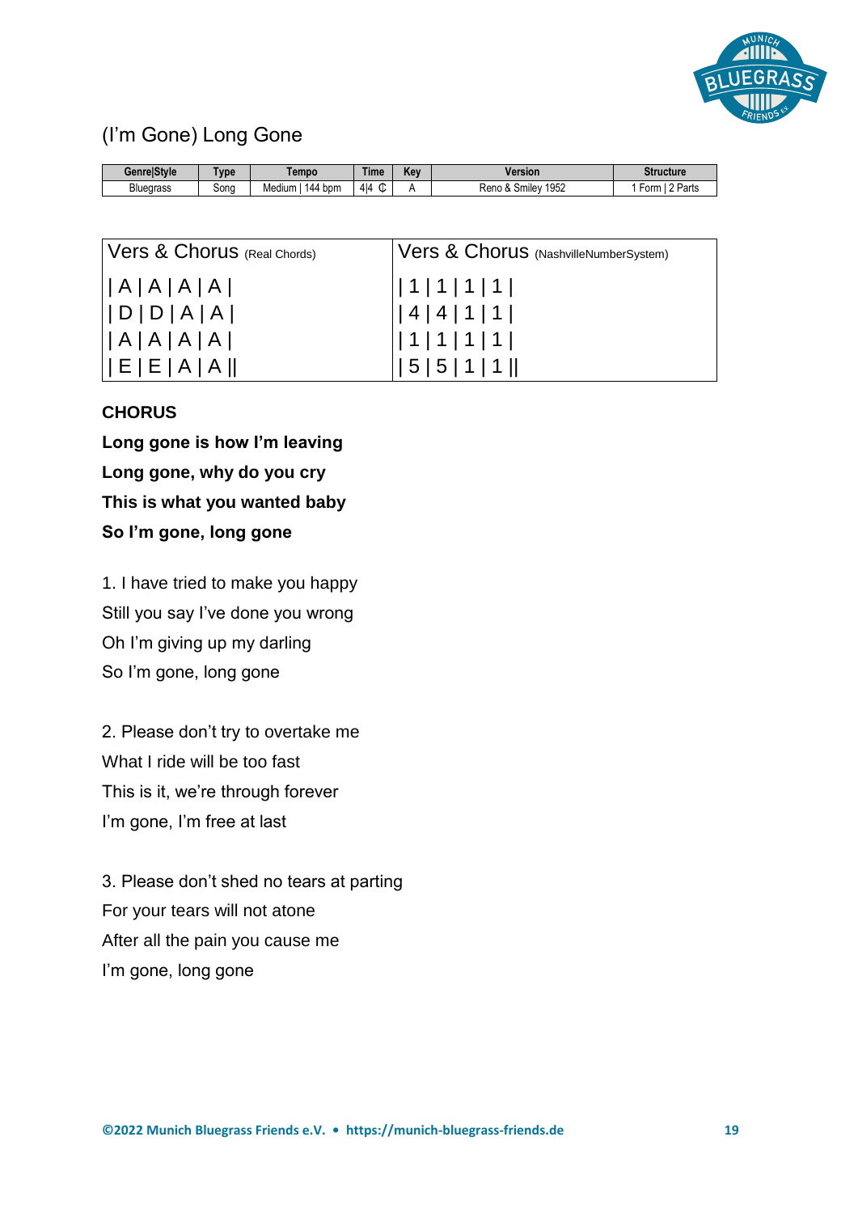# (I'm Gone) Long Gone

| Genre\|Style | Type | Tempo | Time | Key | Version | Structure |
|---|---|---|---|---|---|---|
| Bluegrass | Song | Medium \| 144 bpm | 4\|4 ₵ | A | Reno & Smiley 1952 | 1 Form \| 2 Parts |

| Vers & Chorus (Real Chords) | Vers & Chorus (NashvilleNumberSystem) |
|---|---|
| \| A \| A \| A \| A \|<br>\| D \| D \| A \| A \|<br>\| A \| A \| A \| A \|<br>\| E \| E \| A \| A \|\| | \| 1 \| 1 \| 1 \| 1 \|<br>\| 4 \| 4 \| 1 \| 1 \|<br>\| 1 \| 1 \| 1 \| 1 \|<br>\| 5 \| 5 \| 1 \| 1 \|\| |

**CHORUS**

**Long gone is how I'm leaving**
**Long gone, why do you cry**
**This is what you wanted baby**
**So I'm gone, long gone**

1. I have tried to make you happy
Still you say I've done you wrong
Oh I'm giving up my darling
So I'm gone, long gone

2. Please don't try to overtake me
What I ride will be too fast
This is it, we're through forever
I'm gone, I'm free at last

3. Please don't shed no tears at parting
For your tears will not atone
After all the pain you cause me
I'm gone, long gone

**©2022 Munich Bluegrass Friends e.V. • https://munich-bluegrass-friends.de**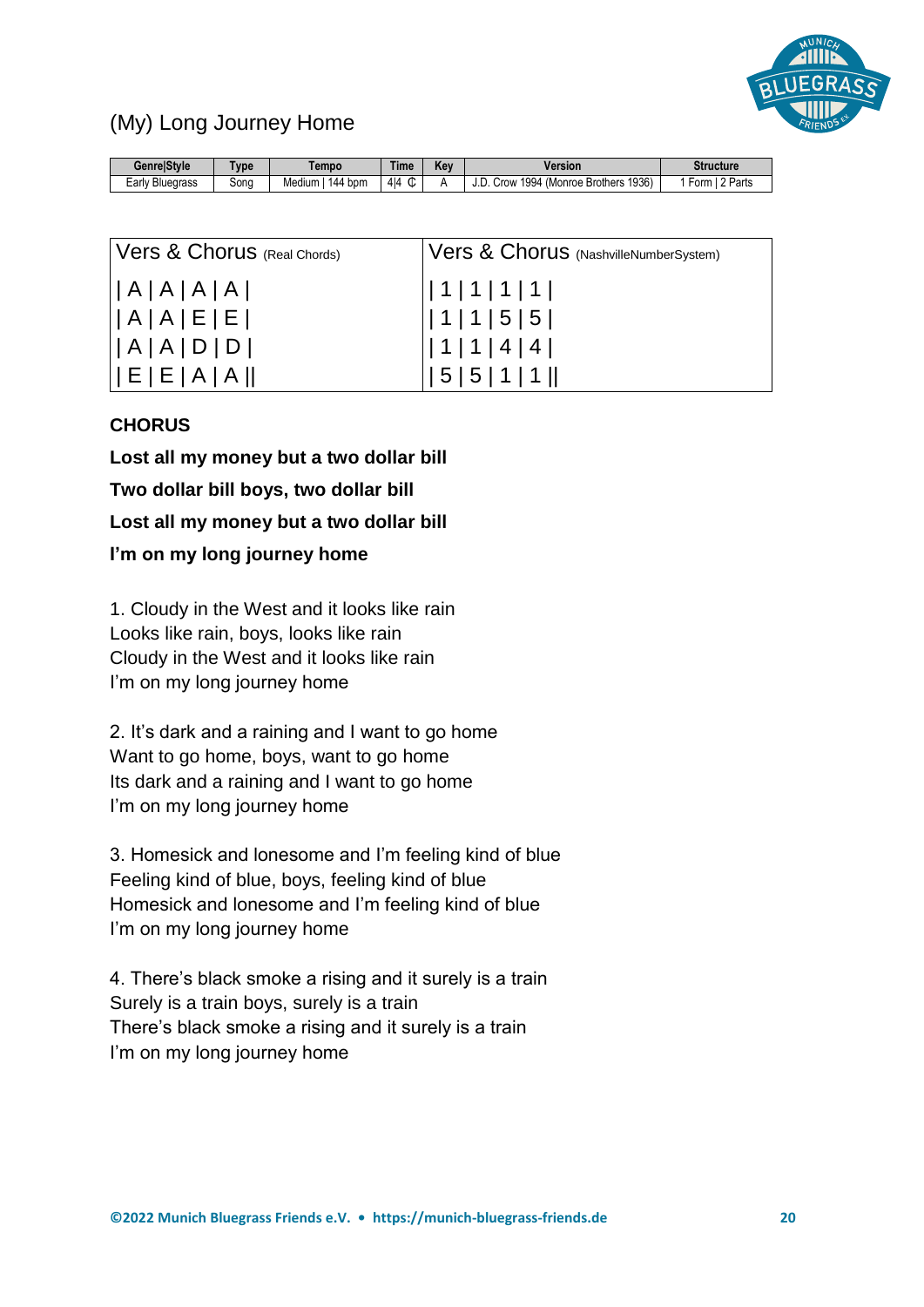# (My) Long Journey Home

| Genre\|Style | Type | Tempo | Time | Key | Version | Structure |
|---|---|---|---|---|---|---|
| Early Bluegrass | Song | Medium \| 144 bpm | 4\|4 ₵ | A | J.D. Crow 1994 (Monroe Brothers 1936) | 1 Form \| 2 Parts |

| Vers & Chorus (Real Chords) | Vers & Chorus (NashvilleNumberSystem) |
|---|---|
| \| A \| A \| A \| A \| | \| 1 \| 1 \| 1 \| 1 \| |
| \| A \| A \| E \| E \| | \| 1 \| 1 \| 5 \| 5 \| |
| \| A \| A \| D \| D \| | \| 1 \| 1 \| 4 \| 4 \| |
| \| E \| E \| A \| A \|\| | \| 5 \| 5 \| 1 \| 1 \|\| |

**CHORUS**

**Lost all my money but a two dollar bill**

**Two dollar bill boys, two dollar bill**

**Lost all my money but a two dollar bill**

**I'm on my long journey home**

1. Cloudy in the West and it looks like rain
Looks like rain, boys, looks like rain
Cloudy in the West and it looks like rain
I'm on my long journey home

2. It's dark and a raining and I want to go home
Want to go home, boys, want to go home
Its dark and a raining and I want to go home
I'm on my long journey home

3. Homesick and lonesome and I'm feeling kind of blue
Feeling kind of blue, boys, feeling kind of blue
Homesick and lonesome and I'm feeling kind of blue
I'm on my long journey home

4. There's black smoke a rising and it surely is a train
Surely is a train boys, surely is a train
There's black smoke a rising and it surely is a train
I'm on my long journey home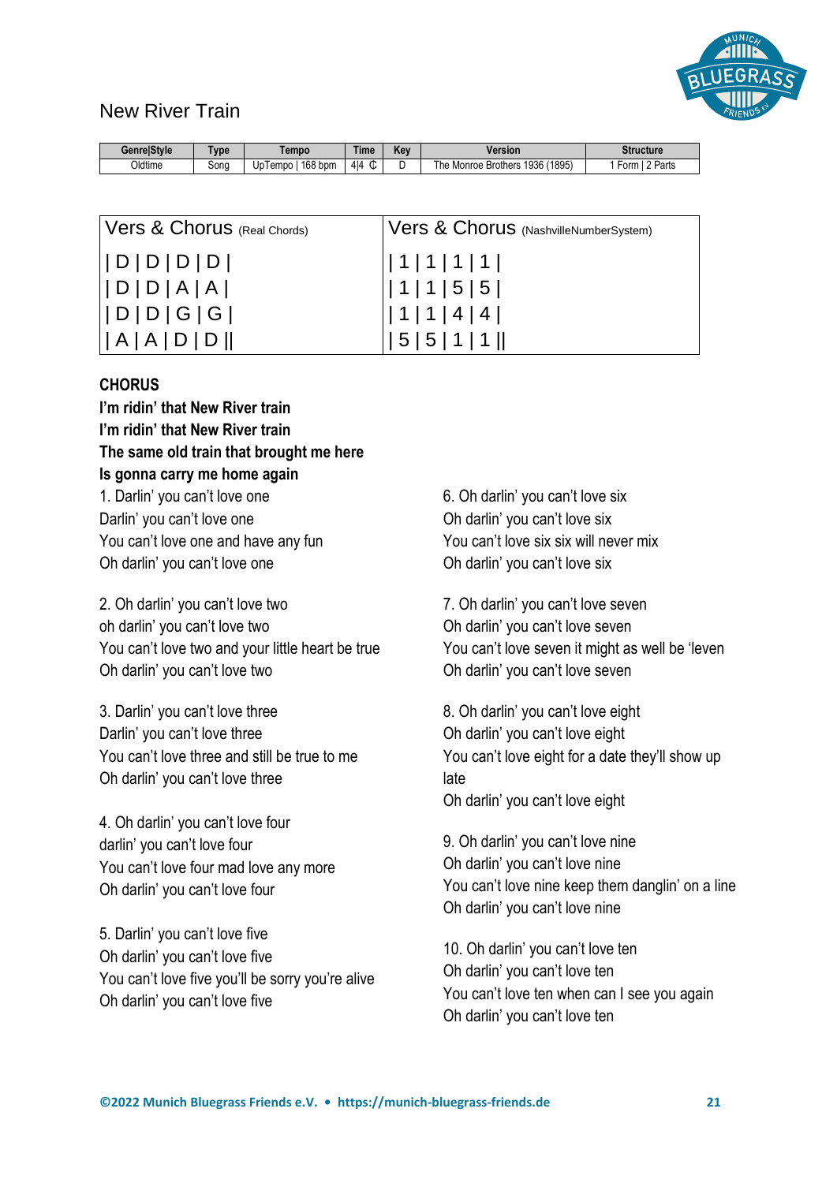# New River Train

| Genre\|Style | Type | Tempo | Time | Key | Version | Structure |
|---|---|---|---|---|---|---|
| Oldtime | Song | UpTempo \| 168 bpm | 4\|4 ₵ | D | The Monroe Brothers 1936 (1895) | 1 Form \| 2 Parts |

| Vers & Chorus (Real Chords) | Vers & Chorus (NashvilleNumberSystem) |
|---|---|
| \| D \| D \| D \| D \| | \| 1 \| 1 \| 1 \| 1 \| |
| \| D \| D \| A \| A \| | \| 1 \| 1 \| 5 \| 5 \| |
| \| D \| D \| G \| G \| | \| 1 \| 1 \| 4 \| 4 \| |
| \| A \| A \| D \| D \|\| | \| 5 \| 5 \| 1 \| 1 \|\| |

**CHORUS**
**I'm ridin' that New River train**
**I'm ridin' that New River train**
**The same old train that brought me here**
**Is gonna carry me home again**

1. Darlin' you can't love one
Darlin' you can't love one
You can't love one and have any fun
Oh darlin' you can't love one

2. Oh darlin' you can't love two
oh darlin' you can't love two
You can't love two and your little heart be true
Oh darlin' you can't love two

3. Darlin' you can't love three
Darlin' you can't love three
You can't love three and still be true to me
Oh darlin' you can't love three

4. Oh darlin' you can't love four
darlin' you can't love four
You can't love four mad love any more
Oh darlin' you can't love four

5. Darlin' you can't love five
Oh darlin' you can't love five
You can't love five you'll be sorry you're alive
Oh darlin' you can't love five

6. Oh darlin' you can't love six
Oh darlin' you can't love six
You can't love six six will never mix
Oh darlin' you can't love six

7. Oh darlin' you can't love seven
Oh darlin' you can't love seven
You can't love seven it might as well be 'leven
Oh darlin' you can't love seven

8. Oh darlin' you can't love eight
Oh darlin' you can't love eight
You can't love eight for a date they'll show up late
Oh darlin' you can't love eight

9. Oh darlin' you can't love nine
Oh darlin' you can't love nine
You can't love nine keep them danglin' on a line
Oh darlin' you can't love nine

10. Oh darlin' you can't love ten
Oh darlin' you can't love ten
You can't love ten when can I see you again
Oh darlin' you can't love ten

©2022 Munich Bluegrass Friends e.V. • https://munich-bluegrass-friends.de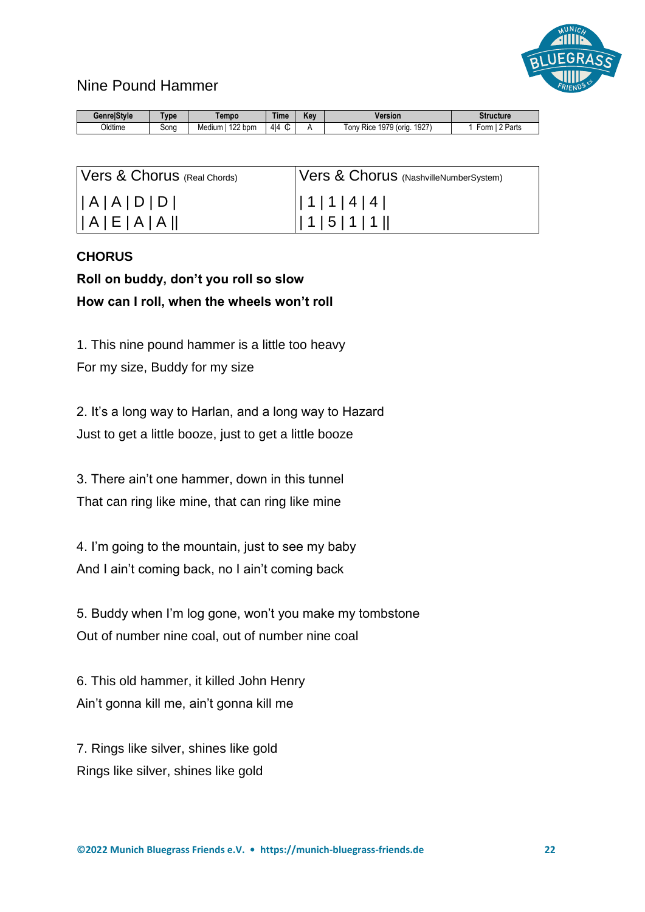# Nine Pound Hammer

| Genre\|Style | Type | Tempo | Time | Key | Version | Structure |
|---|---|---|---|---|---|---|
| Oldtime | Song | Medium \| 122 bpm | 4\|4 ₵ | A | Tony Rice 1979 (orig. 1927) | 1 Form \| 2 Parts |

| Vers & Chorus (Real Chords) | Vers & Chorus (NashvilleNumberSystem) |
|---|---|
| \| A \| A \| D \| D \|<br>\| A \| E \| A \| A \|\| | \| 1 \| 1 \| 4 \| 4 \|<br>\| 1 \| 5 \| 1 \| 1 \|\| |

**CHORUS**

**Roll on buddy, don't you roll so slow**

**How can I roll, when the wheels won't roll**

1. This nine pound hammer is a little too heavy
For my size, Buddy for my size

2. It's a long way to Harlan, and a long way to Hazard
Just to get a little booze, just to get a little booze

3. There ain't one hammer, down in this tunnel
That can ring like mine, that can ring like mine

4. I'm going to the mountain, just to see my baby
And I ain't coming back, no I ain't coming back

5. Buddy when I'm log gone, won't you make my tombstone
Out of number nine coal, out of number nine coal

6. This old hammer, it killed John Henry
Ain't gonna kill me, ain't gonna kill me

7. Rings like silver, shines like gold
Rings like silver, shines like gold

**©2022 Munich Bluegrass Friends e.V. • https://munich-bluegrass-friends.de**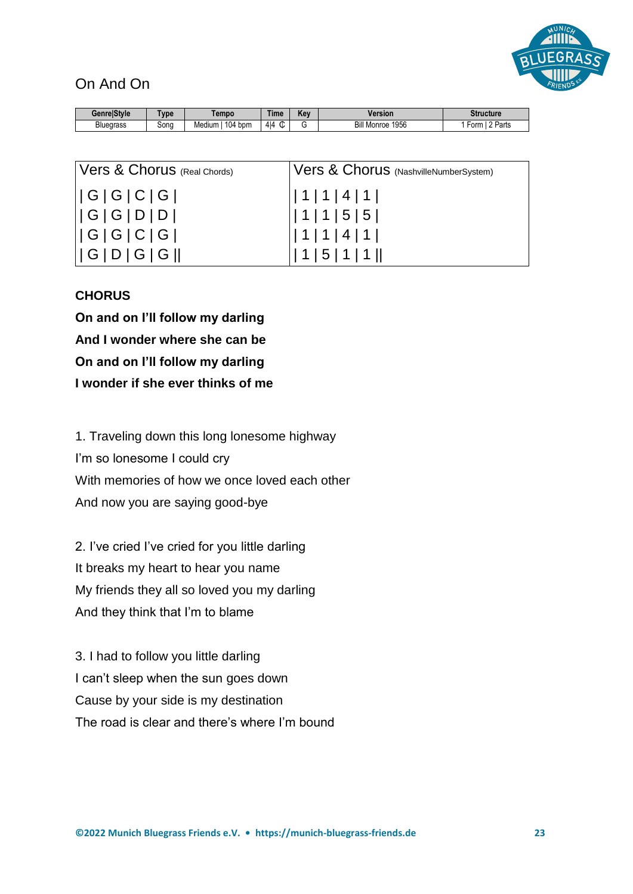# On And On

| Genre\|Style | Type | Tempo | Time | Key | Version | Structure |
|---|---|---|---|---|---|---|
| Bluegrass | Song | Medium \| 104 bpm | 4\|4 ₵ | G | Bill Monroe 1956 | 1 Form \| 2 Parts |

| Vers & Chorus (Real Chords) | Vers & Chorus (NashvilleNumberSystem) |
|---|---|
| \| G \| G \| C \| G \| | \| 1 \| 1 \| 4 \| 1 \| |
| \| G \| G \| D \| D \| | \| 1 \| 1 \| 5 \| 5 \| |
| \| G \| G \| C \| G \| | \| 1 \| 1 \| 4 \| 1 \| |
| \| G \| D \| G \| G \|\| | \| 1 \| 5 \| 1 \| 1 \|\| |

**CHORUS**

**On and on I'll follow my darling**
**And I wonder where she can be**
**On and on I'll follow my darling**
**I wonder if she ever thinks of me**

1. Traveling down this long lonesome highway
I'm so lonesome I could cry
With memories of how we once loved each other
And now you are saying good-bye

2. I've cried I've cried for you little darling
It breaks my heart to hear you name
My friends they all so loved you my darling
And they think that I'm to blame

3. I had to follow you little darling
I can't sleep when the sun goes down
Cause by your side is my destination
The road is clear and there's where I'm bound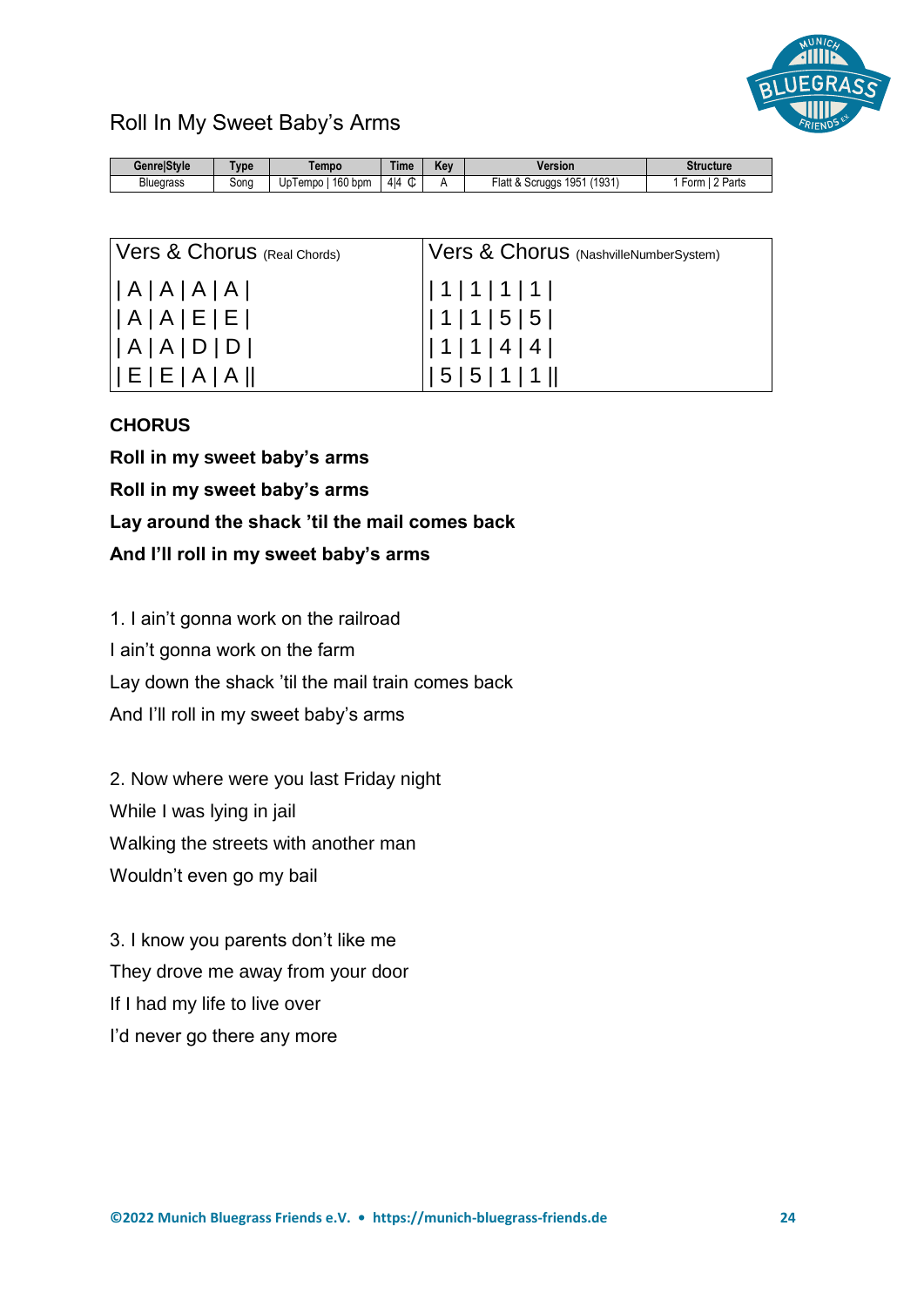# Roll In My Sweet Baby's Arms

| Genre\|Style | Type | Tempo | Time | Key | Version | Structure |
|---|---|---|---|---|---|---|
| Bluegrass | Song | UpTempo \| 160 bpm | 4\|4 ₵ | A | Flatt & Scruggs 1951 (1931) | 1 Form \| 2 Parts |

| Vers & Chorus (Real Chords) | Vers & Chorus (NashvilleNumberSystem) |
|---|---|
| \| A \| A \| A \| A \| | \| 1 \| 1 \| 1 \| 1 \| |
| \| A \| A \| E \| E \| | \| 1 \| 1 \| 5 \| 5 \| |
| \| A \| A \| D \| D \| | \| 1 \| 1 \| 4 \| 4 \| |
| \| E \| E \| A \| A \|\| | \| 5 \| 5 \| 1 \| 1 \|\| |

**CHORUS**

**Roll in my sweet baby's arms**

**Roll in my sweet baby's arms**

**Lay around the shack 'til the mail comes back**

**And I'll roll in my sweet baby's arms**

1. I ain't gonna work on the railroad
I ain't gonna work on the farm
Lay down the shack 'til the mail train comes back
And I'll roll in my sweet baby's arms

2. Now where were you last Friday night
While I was lying in jail
Walking the streets with another man
Wouldn't even go my bail

3. I know you parents don't like me
They drove me away from your door
If I had my life to live over
I'd never go there any more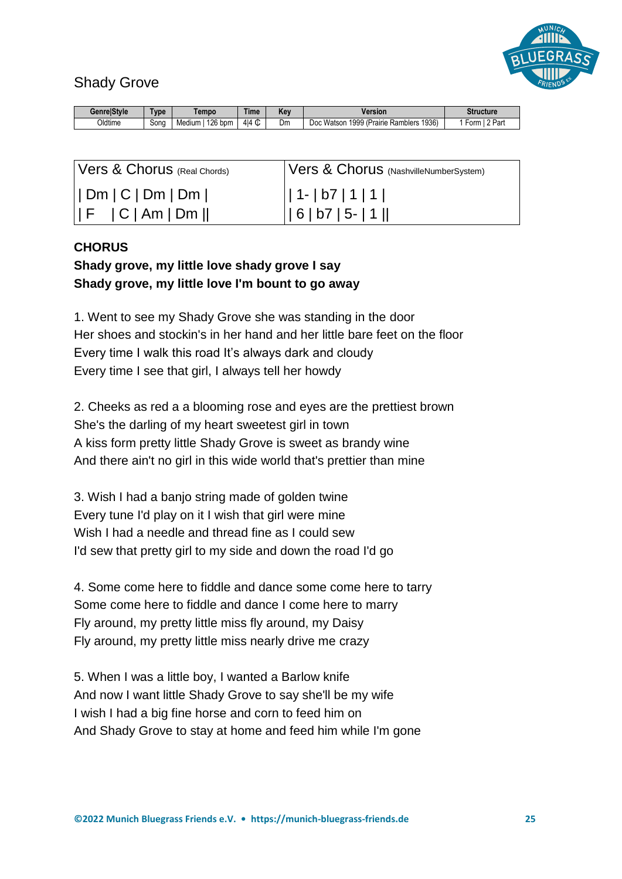# Shady Grove

| Genre\|Style | Type | Tempo | Time | Key | Version | Structure |
|---|---|---|---|---|---|---|
| Oldtime | Song | Medium \| 126 bpm | 4\|4 ₵ | Dm | Doc Watson 1999 (Prairie Ramblers 1936) | 1 Form \| 2 Part |

| Vers & Chorus (Real Chords) | Vers & Chorus (NashvilleNumberSystem) |
|---|---|
| \| Dm \| C \| Dm \| Dm \| | \| 1- \| b7 \| 1 \| 1 \| |
| \| F \| C \| Am \| Dm \|\| | \| 6 \| b7 \| 5- \| 1 \|\| |

**CHORUS**

**Shady grove, my little love shady grove I say**
**Shady grove, my little love I'm bount to go away**

1. Went to see my Shady Grove she was standing in the door
Her shoes and stockin's in her hand and her little bare feet on the floor
Every time I walk this road It's always dark and cloudy
Every time I see that girl, I always tell her howdy

2. Cheeks as red a a blooming rose and eyes are the prettiest brown
She's the darling of my heart sweetest girl in town
A kiss form pretty little Shady Grove is sweet as brandy wine
And there ain't no girl in this wide world that's prettier than mine

3. Wish I had a banjo string made of golden twine
Every tune I'd play on it I wish that girl were mine
Wish I had a needle and thread fine as I could sew
I'd sew that pretty girl to my side and down the road I'd go

4. Some come here to fiddle and dance some come here to tarry
Some come here to fiddle and dance I come here to marry
Fly around, my pretty little miss fly around, my Daisy
Fly around, my pretty little miss nearly drive me crazy

5. When I was a little boy, I wanted a Barlow knife
And now I want little Shady Grove to say she'll be my wife
I wish I had a big fine horse and corn to feed him on
And Shady Grove to stay at home and feed him while I'm gone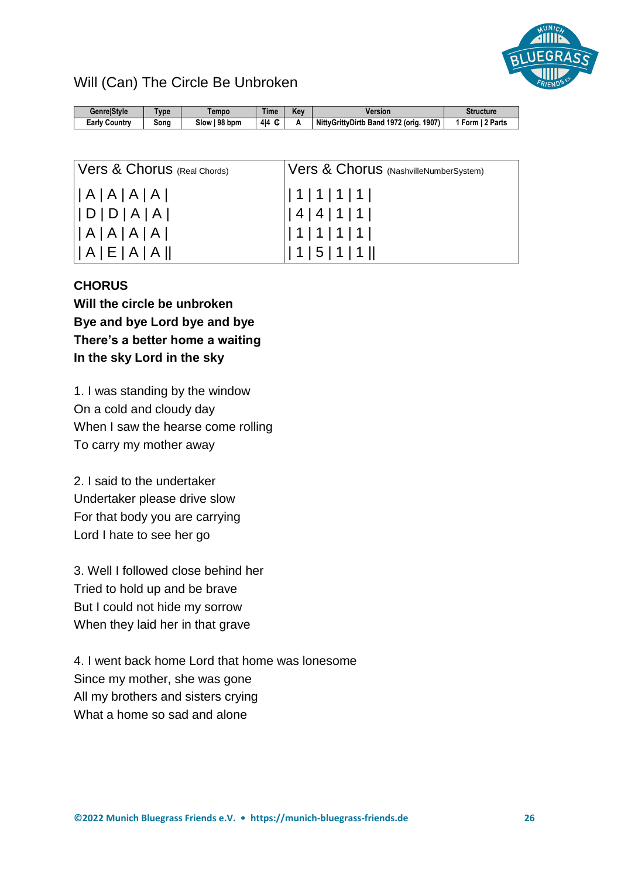# Will (Can) The Circle Be Unbroken

| Genre\|Style | Type | Tempo | Time | Key | Version | Structure |
|---|---|---|---|---|---|---|
| Early Country | Song | Slow \| 98 bpm | 4\|4 ₵ | A | NittyGrittyDirtb Band 1972 (orig. 1907) | 1 Form \| 2 Parts |

| Vers & Chorus (Real Chords) | Vers & Chorus (NashvilleNumberSystem) |
|---|---|
| \| A \| A \| A \| A \| | \| 1 \| 1 \| 1 \| 1 \| |
| \| D \| D \| A \| A \| | \| 4 \| 4 \| 1 \| 1 \| |
| \| A \| A \| A \| A \| | \| 1 \| 1 \| 1 \| 1 \| |
| \| A \| E \| A \| A \|\| | \| 1 \| 5 \| 1 \| 1 \|\| |

**CHORUS**
**Will the circle be unbroken**
**Bye and bye Lord bye and bye**
**There's a better home a waiting**
**In the sky Lord in the sky**

1. I was standing by the window
On a cold and cloudy day
When I saw the hearse come rolling
To carry my mother away

2. I said to the undertaker
Undertaker please drive slow
For that body you are carrying
Lord I hate to see her go

3. Well I followed close behind her
Tried to hold up and be brave
But I could not hide my sorrow
When they laid her in that grave

4. I went back home Lord that home was lonesome
Since my mother, she was gone
All my brothers and sisters crying
What a home so sad and alone

©2022 Munich Bluegrass Friends e.V. • https://munich-bluegrass-friends.de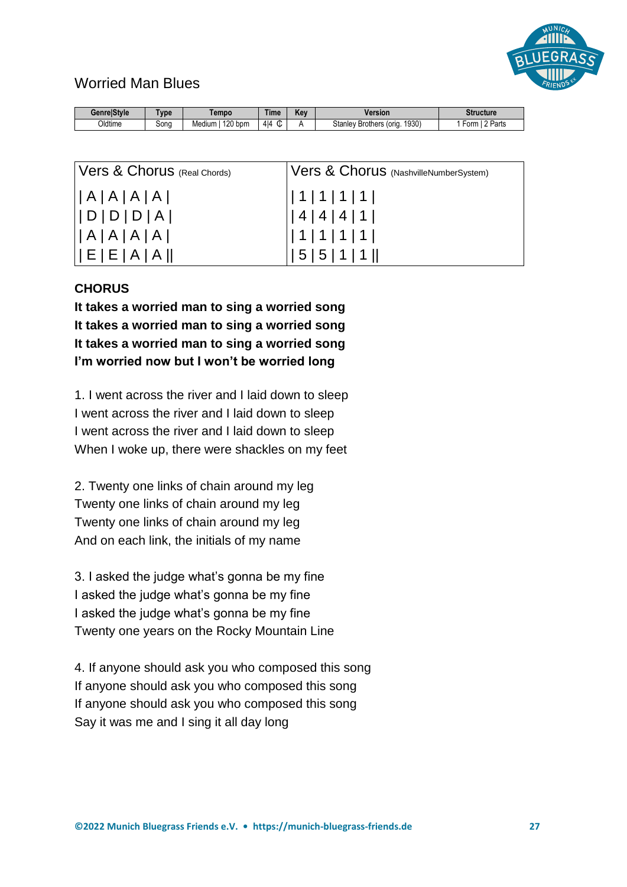# Worried Man Blues

| Genre\|Style | Type | Tempo | Time | Key | Version | Structure |
|---|---|---|---|---|---|---|
| Oldtime | Song | Medium \| 120 bpm | 4\|4 ₵ | A | Stanley Brothers (orig. 1930) | 1 Form \| 2 Parts |

| Vers & Chorus (Real Chords) | Vers & Chorus (NashvilleNumberSystem) |
|---|---|
| \| A \| A \| A \| A \| | \| 1 \| 1 \| 1 \| 1 \| |
| \| D \| D \| D \| A \| | \| 4 \| 4 \| 4 \| 1 \| |
| \| A \| A \| A \| A \| | \| 1 \| 1 \| 1 \| 1 \| |
| \| E \| E \| A \| A \|\| | \| 5 \| 5 \| 1 \| 1 \|\| |

**CHORUS**

**It takes a worried man to sing a worried song**
**It takes a worried man to sing a worried song**
**It takes a worried man to sing a worried song**
**I'm worried now but I won't be worried long**

1. I went across the river and I laid down to sleep
I went across the river and I laid down to sleep
I went across the river and I laid down to sleep
When I woke up, there were shackles on my feet

2. Twenty one links of chain around my leg
Twenty one links of chain around my leg
Twenty one links of chain around my leg
And on each link, the initials of my name

3. I asked the judge what's gonna be my fine
I asked the judge what's gonna be my fine
I asked the judge what's gonna be my fine
Twenty one years on the Rocky Mountain Line

4. If anyone should ask you who composed this song
If anyone should ask you who composed this song
If anyone should ask you who composed this song
Say it was me and I sing it all day long

**©2022 Munich Bluegrass Friends e.V. • https://munich-bluegrass-friends.de**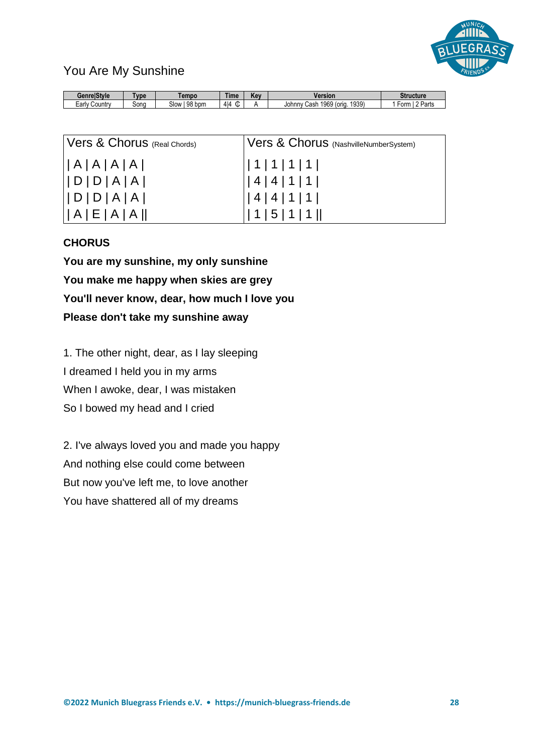## You Are My Sunshine

| Genre\|Style | Type | Tempo | Time | Key | Version | Structure |
|---|---|---|---|---|---|---|
| Early Country | Song | Slow \| 98 bpm | 4\|4 ¢ | A | Johnny Cash 1969 (orig. 1939) | 1 Form \| 2 Parts |

| Vers & Chorus (Real Chords) | Vers & Chorus (NashvilleNumberSystem) |
|---|---|
| \| A \| A \| A \| A \| | \| 1 \| 1 \| 1 \| 1 \| |
| \| D \| D \| A \| A \| | \| 4 \| 4 \| 1 \| 1 \| |
| \| D \| D \| A \| A \| | \| 4 \| 4 \| 1 \| 1 \| |
| \| A \| E \| A \| A \|\| | \| 1 \| 5 \| 1 \| 1 \|\| |

**CHORUS**

**You are my sunshine, my only sunshine**
**You make me happy when skies are grey**
**You'll never know, dear, how much I love you**
**Please don't take my sunshine away**

1. The other night, dear, as I lay sleeping
I dreamed I held you in my arms
When I awoke, dear, I was mistaken
So I bowed my head and I cried

2. I've always loved you and made you happy
And nothing else could come between
But now you've left me, to love another
You have shattered all of my dreams

**©2022 Munich Bluegrass Friends e.V. • https://munich-bluegrass-friends.de**